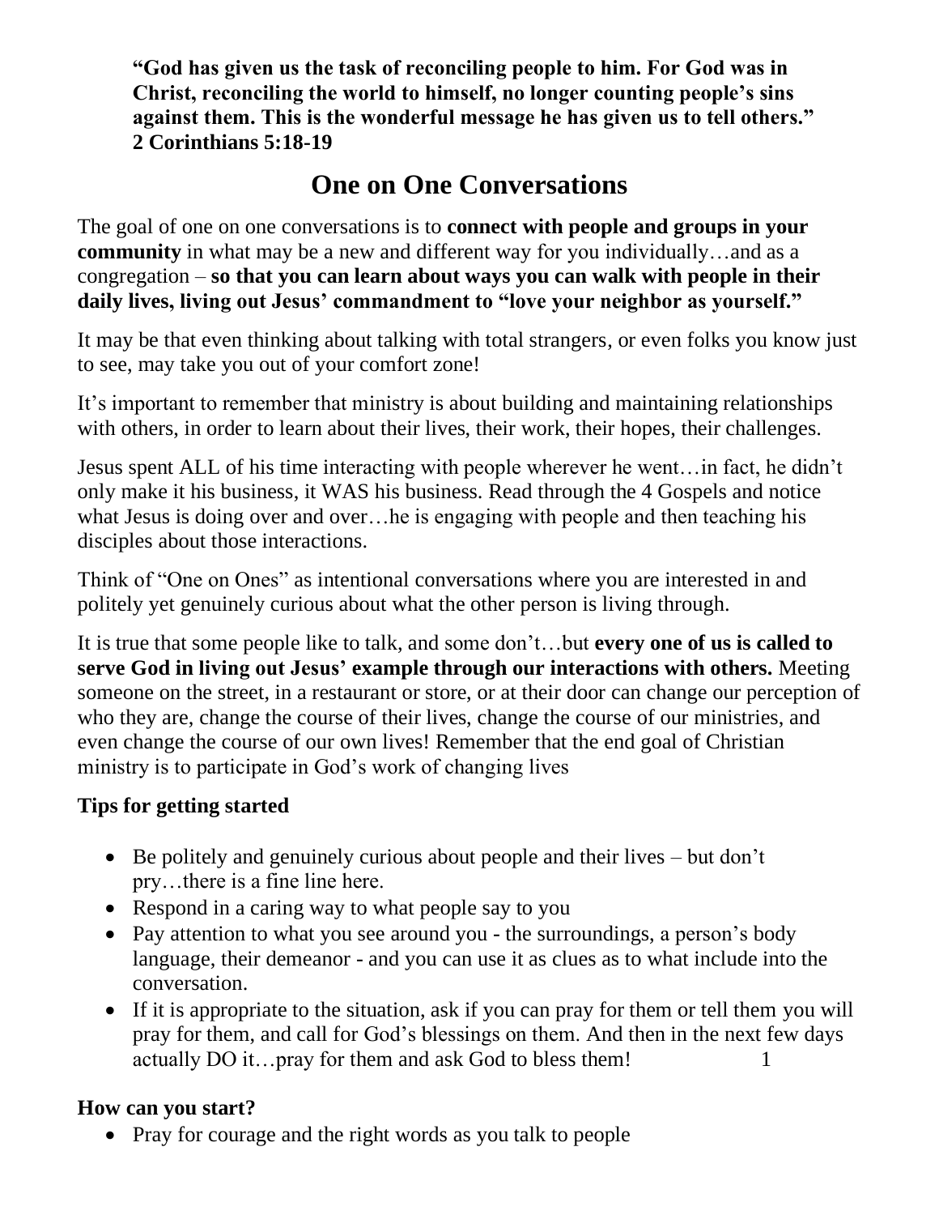**"God has given us the task of reconciling people to him. For God was in Christ, reconciling the world to himself, no longer counting people's sins against them. This is the wonderful message he has given us to tell others." 2 Corinthians 5:18-19**

# One on One Conversations

The goal of one on one conversations is to **connect with people and groups in your community** in what may be a new and different way for you individually…and as a congregation – **so that you can learn about ways you can walk with people in their daily lives, living out Jesus' commandment to "love your neighbor as yourself."**

It may be that even thinking about talking with total strangers, or even folks you know just to see, may take you out of your comfort zone!

It's important to remember that ministry is about building and maintaining relationships with others, in order to learn about their lives, their work, their hopes, their challenges.

Jesus spent ALL of his time interacting with people wherever he went…in fact, he didn't only make it his business, it WAS his business. Read through the 4 Gospels and notice what Jesus is doing over and over…he is engaging with people and then teaching his disciples about those interactions.

Think of "One on Ones" as intentional conversations where you are interested in and politely yet genuinely curious about what the other person is living through.

It is true that some people like to talk, and some don't…but **every one of us is called to serve God in living out Jesus' example through our interactions with others.** Meeting someone on the street, in a restaurant or store, or at their door can change our perception of who they are, change the course of their lives, change the course of our ministries, and even change the course of our own lives! Remember that the end goal of Christian ministry is to participate in God's work of changing lives

### Tips for getting started

- Be politely and genuinely curious about people and their lives – but don't pry…there is a fine line here.
- Respond in a caring way to what people say to you
- Pay attention to what you see around you - the surroundings, a person's body language, their demeanor - and you can use it as clues as to what include into the conversation.
- If it is appropriate to the situation, ask if you can pray for them or tell them you will pray for them, and call for God's blessings on them. And then in the next few days actually DO it…pray for them and ask God to bless them!

### How can you start?

- Pray for courage and the right words as you talk to people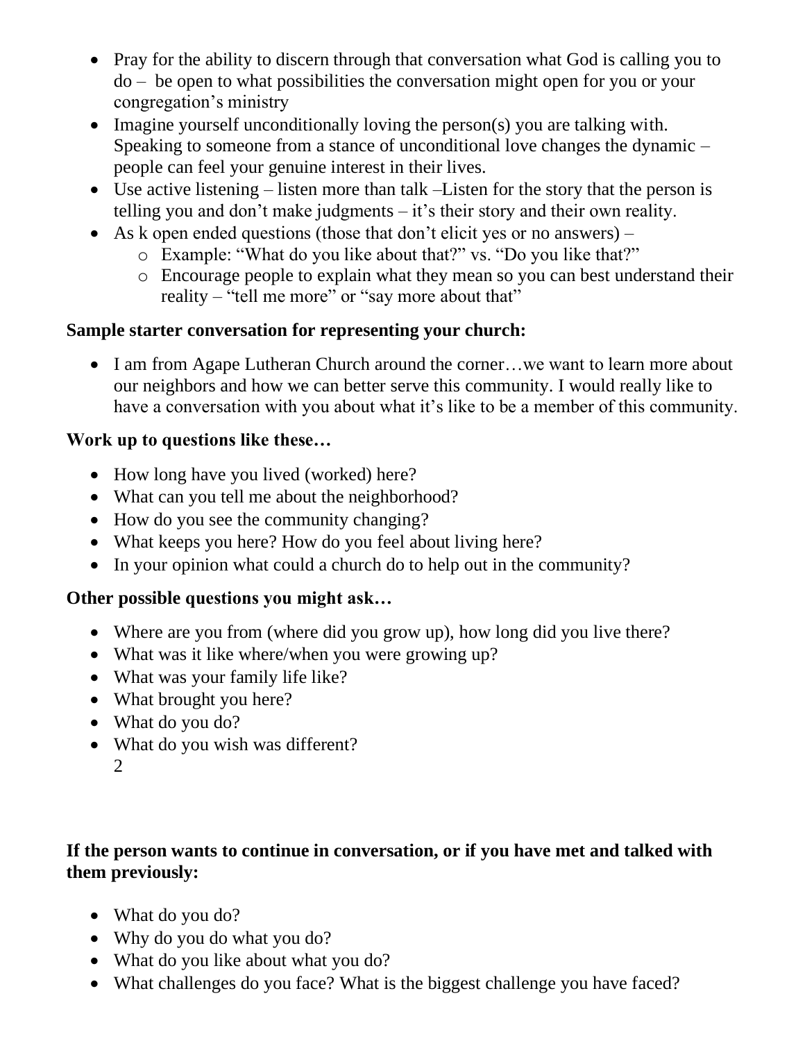- Pray for the ability to discern through that conversation what God is calling you to do – be open to what possibilities the conversation might open for you or your congregation's ministry
- Imagine yourself unconditionally loving the person(s) you are talking with. Speaking to someone from a stance of unconditional love changes the dynamic – people can feel your genuine interest in their lives.
- Use active listening – listen more than talk –Listen for the story that the person is telling you and don't make judgments – it's their story and their own reality.
- As k open ended questions (those that don't elicit yes or no answers) –
    - Example: "What do you like about that?" vs. "Do you like that?"
    - Encourage people to explain what they mean so you can best understand their reality – "tell me more" or "say more about that"

**Sample starter conversation for representing your church:**

- I am from Agape Lutheran Church around the corner…we want to learn more about our neighbors and how we can better serve this community. I would really like to have a conversation with you about what it's like to be a member of this community.

**Work up to questions like these…**

- How long have you lived (worked) here?
- What can you tell me about the neighborhood?
- How do you see the community changing?
- What keeps you here? How do you feel about living here?
- In your opinion what could a church do to help out in the community?

**Other possible questions you might ask…**

- Where are you from (where did you grow up), how long did you live there?
- What was it like where/when you were growing up?
- What was your family life like?
- What brought you here?
- What do you do?
- What do you wish was different?

**If the person wants to continue in conversation, or if you have met and talked with them previously:**

- What do you do?
- Why do you do what you do?
- What do you like about what you do?
- What challenges do you face? What is the biggest challenge you have faced?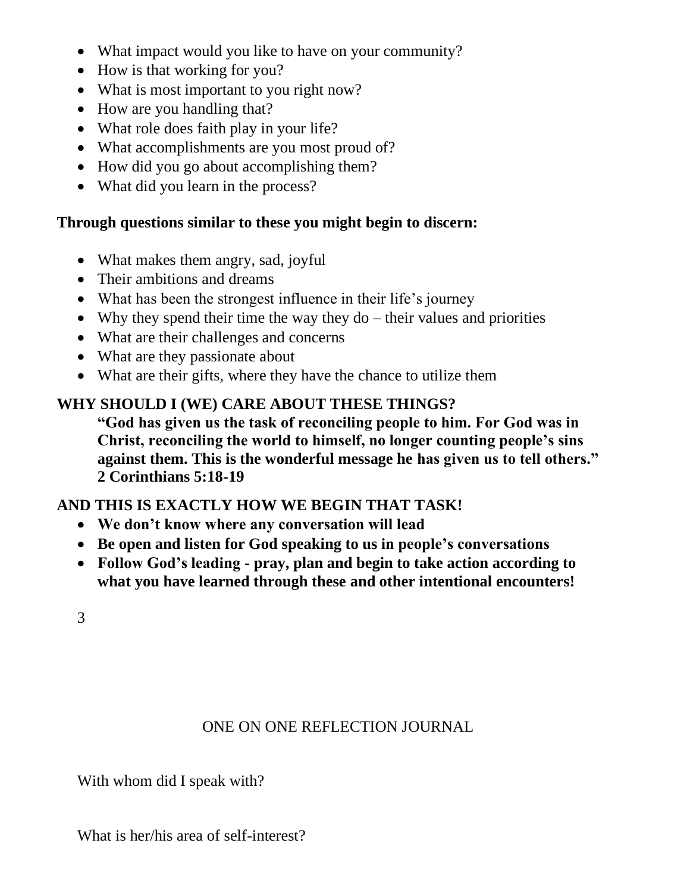- What impact would you like to have on your community?
- How is that working for you?
- What is most important to you right now?
- How are you handling that?
- What role does faith play in your life?
- What accomplishments are you most proud of?
- How did you go about accomplishing them?
- What did you learn in the process?

**Through questions similar to these you might begin to discern:**

- What makes them angry, sad, joyful
- Their ambitions and dreams
- What has been the strongest influence in their life's journey
- Why they spend their time the way they do – their values and priorities
- What are their challenges and concerns
- What are they passionate about
- What are their gifts, where they have the chance to utilize them

**WHY SHOULD I (WE) CARE ABOUT THESE THINGS?**

> **"God has given us the task of reconciling people to him. For God was in Christ, reconciling the world to himself, no longer counting people's sins against them. This is the wonderful message he has given us to tell others." 2 Corinthians 5:18-19**

**AND THIS IS EXACTLY HOW WE BEGIN THAT TASK!**

- **We don't know where any conversation will lead**
- **Be open and listen for God speaking to us in people's conversations**
- **Follow God's leading - pray, plan and begin to take action according to what you have learned through these and other intentional encounters!**

## ONE ON ONE REFLECTION JOURNAL

With whom did I speak with?

What is her/his area of self-interest?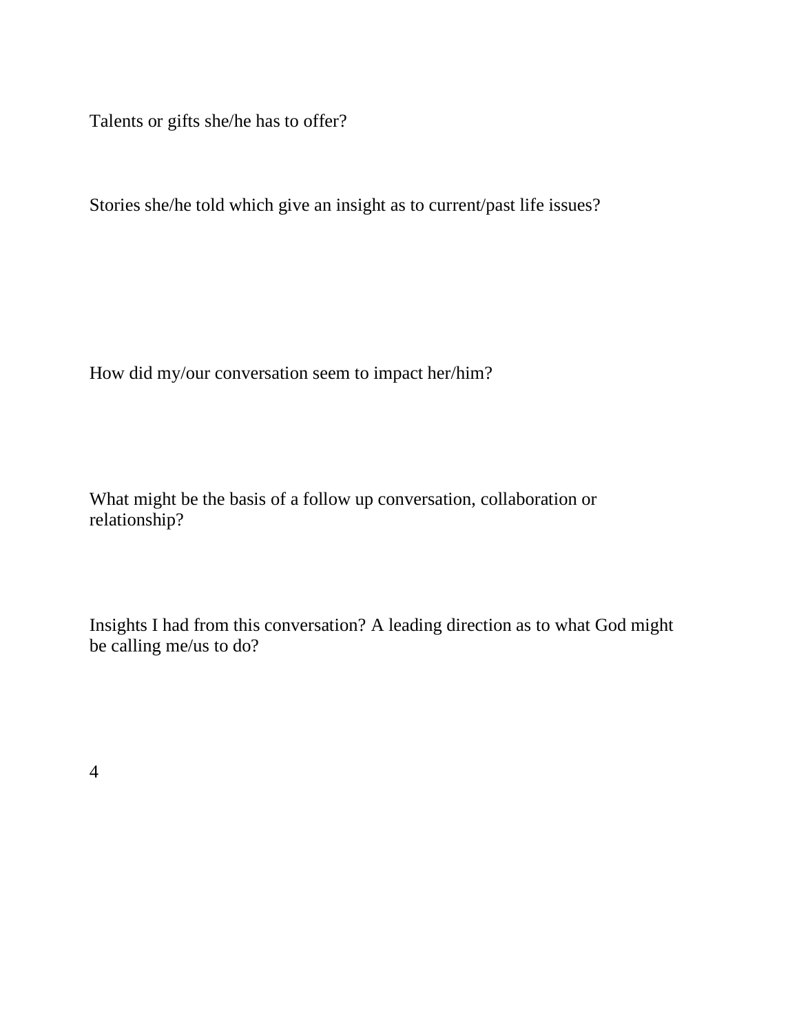Talents or gifts she/he has to offer?

Stories she/he told which give an insight as to current/past life issues?

How did my/our conversation seem to impact her/him?

What might be the basis of a follow up conversation, collaboration or relationship?

Insights I had from this conversation? A leading direction as to what God might be calling me/us to do?